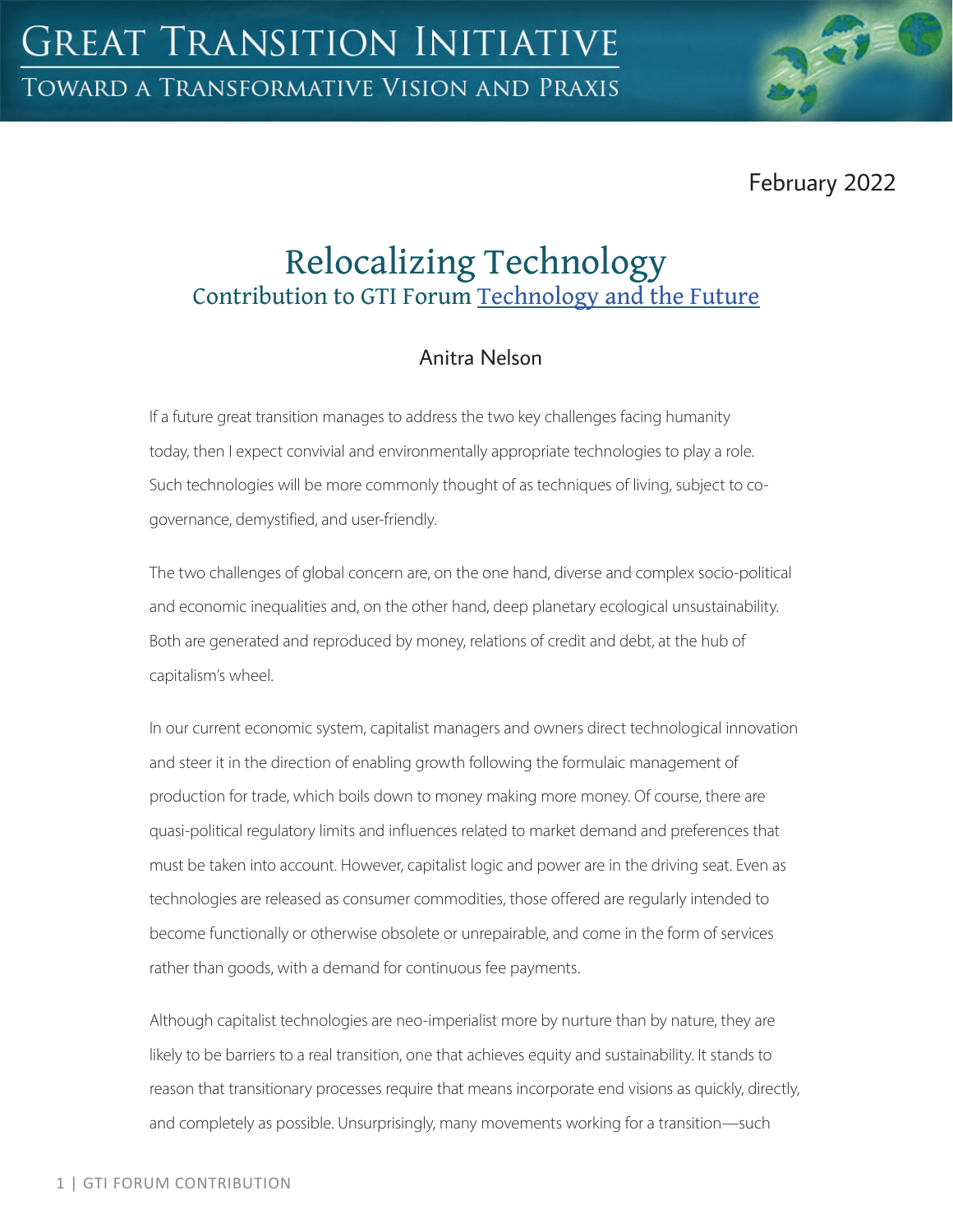# GREAT TRANSITION INITIATIVE

TOWARD A TRANSFORMATIVE VISION AND PRAXIS

February 2022

## Relocalizing Technology

### Contribution to GTI Forum Technology and the Future

Anitra Nelson

If a future great transition manages to address the two key challenges facing humanity today, then I expect convivial and environmentally appropriate technologies to play a role. Such technologies will be more commonly thought of as techniques of living, subject to co-governance, demystified, and user-friendly.

The two challenges of global concern are, on the one hand, diverse and complex socio-political and economic inequalities and, on the other hand, deep planetary ecological unsustainability. Both are generated and reproduced by money, relations of credit and debt, at the hub of capitalism's wheel.

In our current economic system, capitalist managers and owners direct technological innovation and steer it in the direction of enabling growth following the formulaic management of production for trade, which boils down to money making more money. Of course, there are quasi-political regulatory limits and influences related to market demand and preferences that must be taken into account. However, capitalist logic and power are in the driving seat. Even as technologies are released as consumer commodities, those offered are regularly intended to become functionally or otherwise obsolete or unrepairable, and come in the form of services rather than goods, with a demand for continuous fee payments.

Although capitalist technologies are neo-imperialist more by nurture than by nature, they are likely to be barriers to a real transition, one that achieves equity and sustainability. It stands to reason that transitionary processes require that means incorporate end visions as quickly, directly, and completely as possible. Unsurprisingly, many movements working for a transition—such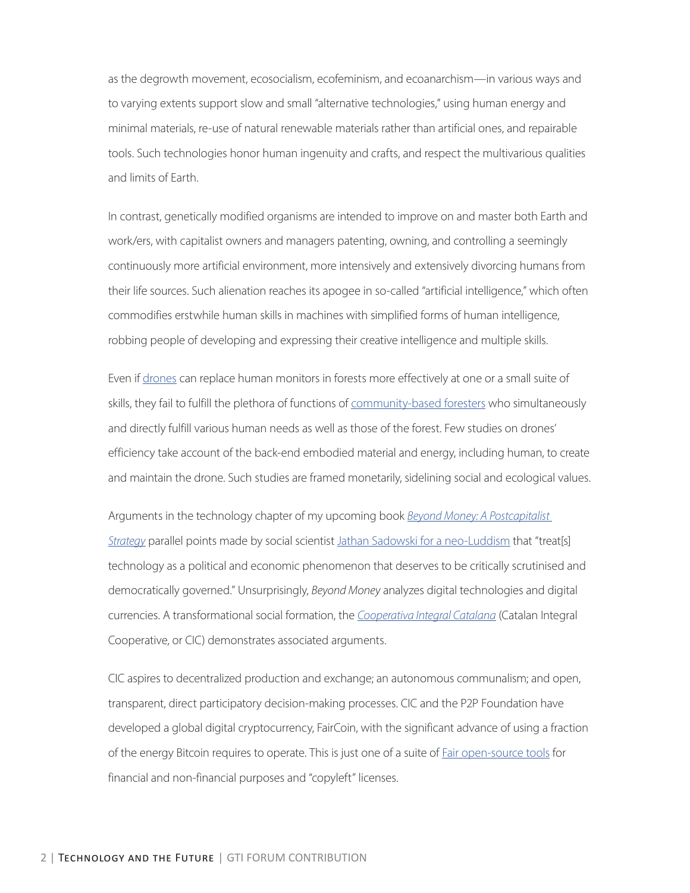as the degrowth movement, ecosocialism, ecofeminism, and ecoanarchism—in various ways and to varying extents support slow and small "alternative technologies," using human energy and minimal materials, re-use of natural renewable materials rather than artificial ones, and repairable tools. Such technologies honor human ingenuity and crafts, and respect the multivarious qualities and limits of Earth.

In contrast, genetically modified organisms are intended to improve on and master both Earth and work/ers, with capitalist owners and managers patenting, owning, and controlling a seemingly continuously more artificial environment, more intensively and extensively divorcing humans from their life sources. Such alienation reaches its apogee in so-called "artificial intelligence," which often commodifies erstwhile human skills in machines with simplified forms of human intelligence, robbing people of developing and expressing their creative intelligence and multiple skills.

Even if drones can replace human monitors in forests more effectively at one or a small suite of skills, they fail to fulfill the plethora of functions of community-based foresters who simultaneously and directly fulfill various human needs as well as those of the forest. Few studies on drones' efficiency take account of the back-end embodied material and energy, including human, to create and maintain the drone. Such studies are framed monetarily, sidelining social and ecological values.

Arguments in the technology chapter of my upcoming book *Beyond Money: A Postcapitalist Strategy* parallel points made by social scientist Jathan Sadowski for a neo-Luddism that "treat[s] technology as a political and economic phenomenon that deserves to be critically scrutinised and democratically governed." Unsurprisingly, *Beyond Money* analyzes digital technologies and digital currencies. A transformational social formation, the *Cooperativa Integral Catalana* (Catalan Integral Cooperative, or CIC) demonstrates associated arguments.

CIC aspires to decentralized production and exchange; an autonomous communalism; and open, transparent, direct participatory decision-making processes. CIC and the P2P Foundation have developed a global digital cryptocurrency, FairCoin, with the significant advance of using a fraction of the energy Bitcoin requires to operate. This is just one of a suite of Fair open-source tools for financial and non-financial purposes and "copyleft" licenses.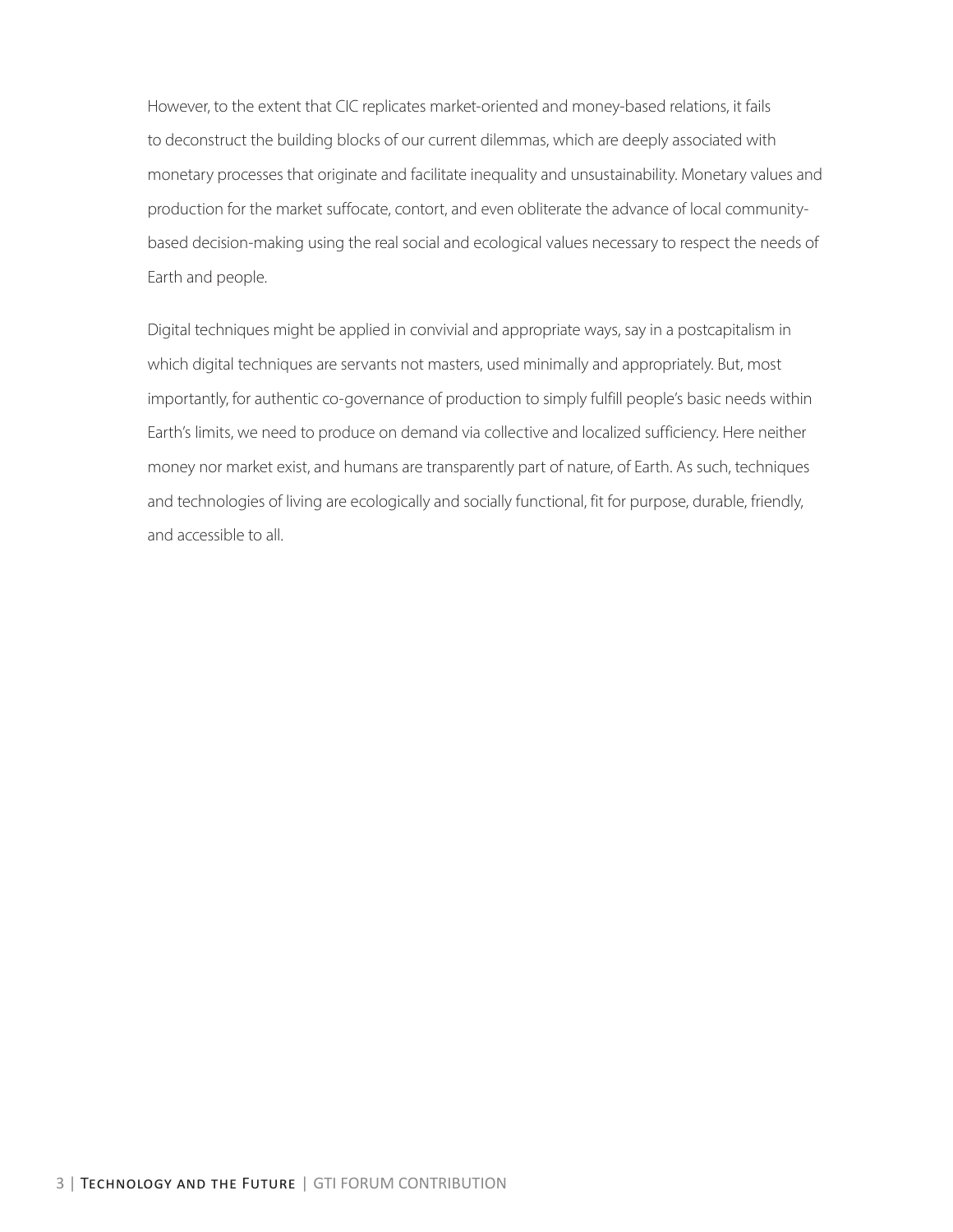However, to the extent that CIC replicates market-oriented and money-based relations, it fails to deconstruct the building blocks of our current dilemmas, which are deeply associated with monetary processes that originate and facilitate inequality and unsustainability. Monetary values and production for the market suffocate, contort, and even obliterate the advance of local community-based decision-making using the real social and ecological values necessary to respect the needs of Earth and people.

Digital techniques might be applied in convivial and appropriate ways, say in a postcapitalism in which digital techniques are servants not masters, used minimally and appropriately. But, most importantly, for authentic co-governance of production to simply fulfill people's basic needs within Earth's limits, we need to produce on demand via collective and localized sufficiency. Here neither money nor market exist, and humans are transparently part of nature, of Earth. As such, techniques and technologies of living are ecologically and socially functional, fit for purpose, durable, friendly, and accessible to all.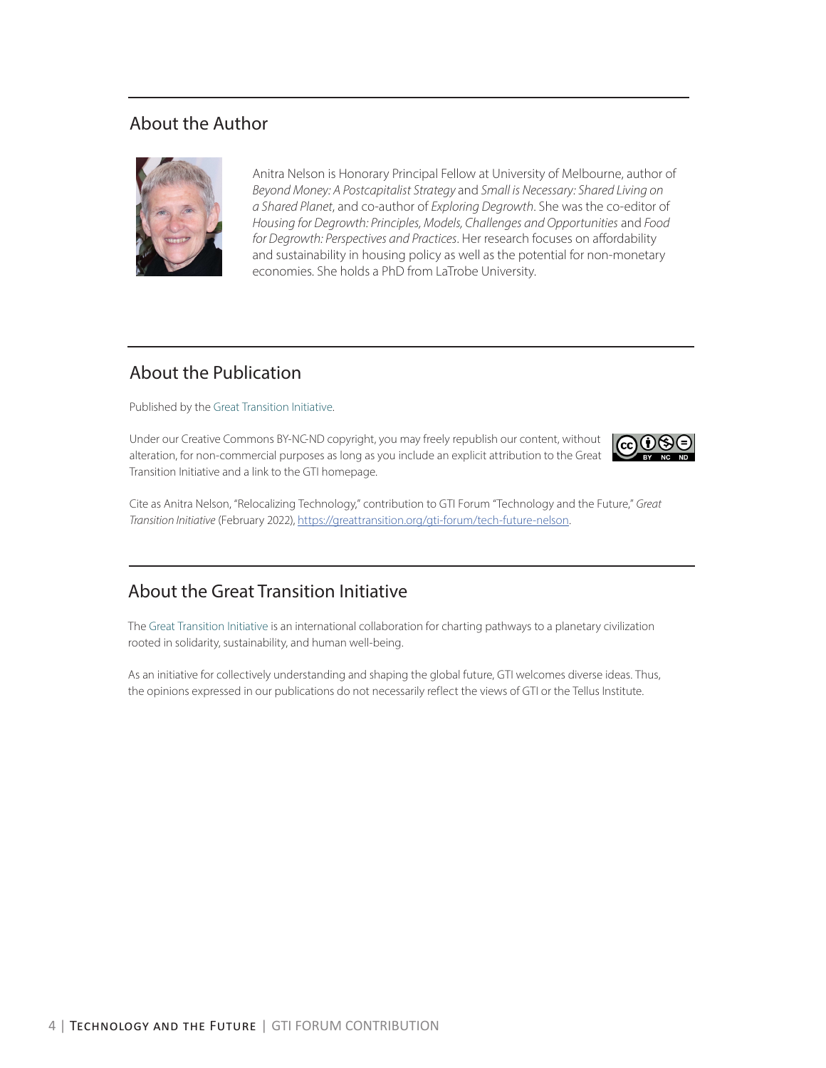## About the Author

Anitra Nelson is Honorary Principal Fellow at University of Melbourne, author of *Beyond Money: A Postcapitalist Strategy* and *Small is Necessary: Shared Living on a Shared Planet*, and co-author of *Exploring Degrowth*. She was the co-editor of *Housing for Degrowth: Principles, Models, Challenges and Opportunities* and *Food for Degrowth: Perspectives and Practices*. Her research focuses on affordability and sustainability in housing policy as well as the potential for non-monetary economies. She holds a PhD from LaTrobe University.

## About the Publication

Published by the Great Transition Initiative.

Under our Creative Commons BY-NC-ND copyright, you may freely republish our content, without alteration, for non-commercial purposes as long as you include an explicit attribution to the Great Transition Initiative and a link to the GTI homepage.

Cite as Anitra Nelson, "Relocalizing Technology," contribution to GTI Forum "Technology and the Future," *Great Transition Initiative* (February 2022), https://greattransition.org/gti-forum/tech-future-nelson.

## About the Great Transition Initiative

The Great Transition Initiative is an international collaboration for charting pathways to a planetary civilization rooted in solidarity, sustainability, and human well-being.

As an initiative for collectively understanding and shaping the global future, GTI welcomes diverse ideas. Thus, the opinions expressed in our publications do not necessarily reflect the views of GTI or the Tellus Institute.